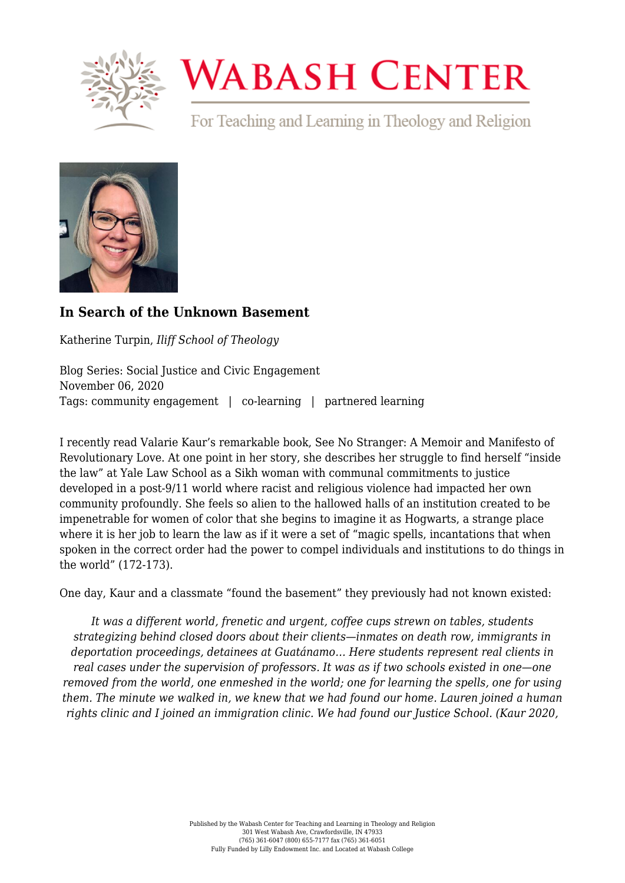# In Search of the Unknown Basement

Katherine Turpin, *Iliff School of Theology*

Blog Series: Social Justice and Civic Engagement
November 06, 2020
Tags: community engagement | co-learning | partnered learning

I recently read Valarie Kaur's remarkable book, See No Stranger: A Memoir and Manifesto of Revolutionary Love. At one point in her story, she describes her struggle to find herself "inside the law" at Yale Law School as a Sikh woman with communal commitments to justice developed in a post-9/11 world where racist and religious violence had impacted her own community profoundly. She feels so alien to the hallowed halls of an institution created to be impenetrable for women of color that she begins to imagine it as Hogwarts, a strange place where it is her job to learn the law as if it were a set of "magic spells, incantations that when spoken in the correct order had the power to compel individuals and institutions to do things in the world" (172-173).

One day, Kaur and a classmate "found the basement" they previously had not known existed:

> *It was a different world, frenetic and urgent, coffee cups strewn on tables, students strategizing behind closed doors about their clients—inmates on death row, immigrants in deportation proceedings, detainees at Guatánamo... Here students represent real clients in real cases under the supervision of professors. It was as if two schools existed in one—one removed from the world, one enmeshed in the world; one for learning the spells, one for using them. The minute we walked in, we knew that we had found our home. Lauren joined a human rights clinic and I joined an immigration clinic. We had found our Justice School. (Kaur 2020,*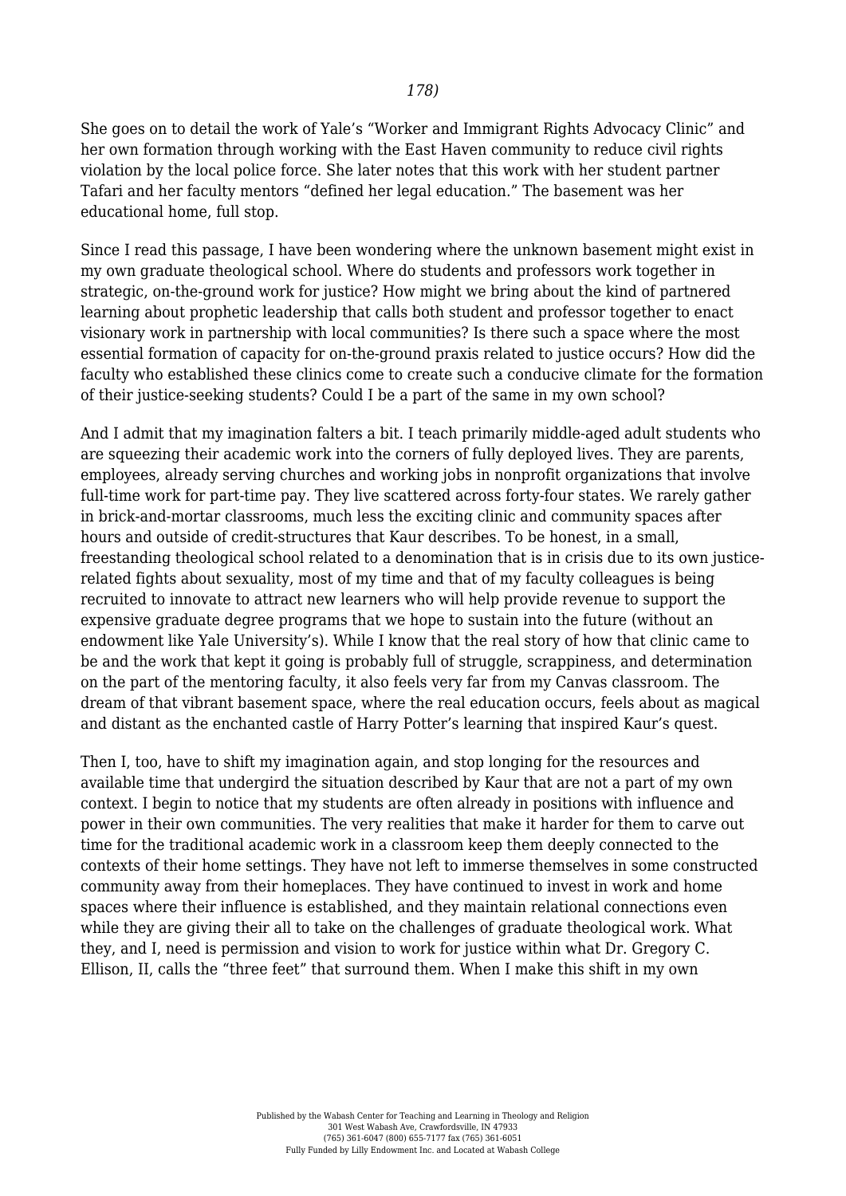*178)*

She goes on to detail the work of Yale's "Worker and Immigrant Rights Advocacy Clinic" and her own formation through working with the East Haven community to reduce civil rights violation by the local police force. She later notes that this work with her student partner Tafari and her faculty mentors "defined her legal education." The basement was her educational home, full stop.

Since I read this passage, I have been wondering where the unknown basement might exist in my own graduate theological school. Where do students and professors work together in strategic, on-the-ground work for justice? How might we bring about the kind of partnered learning about prophetic leadership that calls both student and professor together to enact visionary work in partnership with local communities? Is there such a space where the most essential formation of capacity for on-the-ground praxis related to justice occurs? How did the faculty who established these clinics come to create such a conducive climate for the formation of their justice-seeking students? Could I be a part of the same in my own school?

And I admit that my imagination falters a bit. I teach primarily middle-aged adult students who are squeezing their academic work into the corners of fully deployed lives. They are parents, employees, already serving churches and working jobs in nonprofit organizations that involve full-time work for part-time pay. They live scattered across forty-four states. We rarely gather in brick-and-mortar classrooms, much less the exciting clinic and community spaces after hours and outside of credit-structures that Kaur describes. To be honest, in a small, freestanding theological school related to a denomination that is in crisis due to its own justice-related fights about sexuality, most of my time and that of my faculty colleagues is being recruited to innovate to attract new learners who will help provide revenue to support the expensive graduate degree programs that we hope to sustain into the future (without an endowment like Yale University's). While I know that the real story of how that clinic came to be and the work that kept it going is probably full of struggle, scrappiness, and determination on the part of the mentoring faculty, it also feels very far from my Canvas classroom. The dream of that vibrant basement space, where the real education occurs, feels about as magical and distant as the enchanted castle of Harry Potter's learning that inspired Kaur's quest.

Then I, too, have to shift my imagination again, and stop longing for the resources and available time that undergird the situation described by Kaur that are not a part of my own context. I begin to notice that my students are often already in positions with influence and power in their own communities. The very realities that make it harder for them to carve out time for the traditional academic work in a classroom keep them deeply connected to the contexts of their home settings. They have not left to immerse themselves in some constructed community away from their homeplaces. They have continued to invest in work and home spaces where their influence is established, and they maintain relational connections even while they are giving their all to take on the challenges of graduate theological work. What they, and I, need is permission and vision to work for justice within what Dr. Gregory C. Ellison, II, calls the "three feet" that surround them. When I make this shift in my own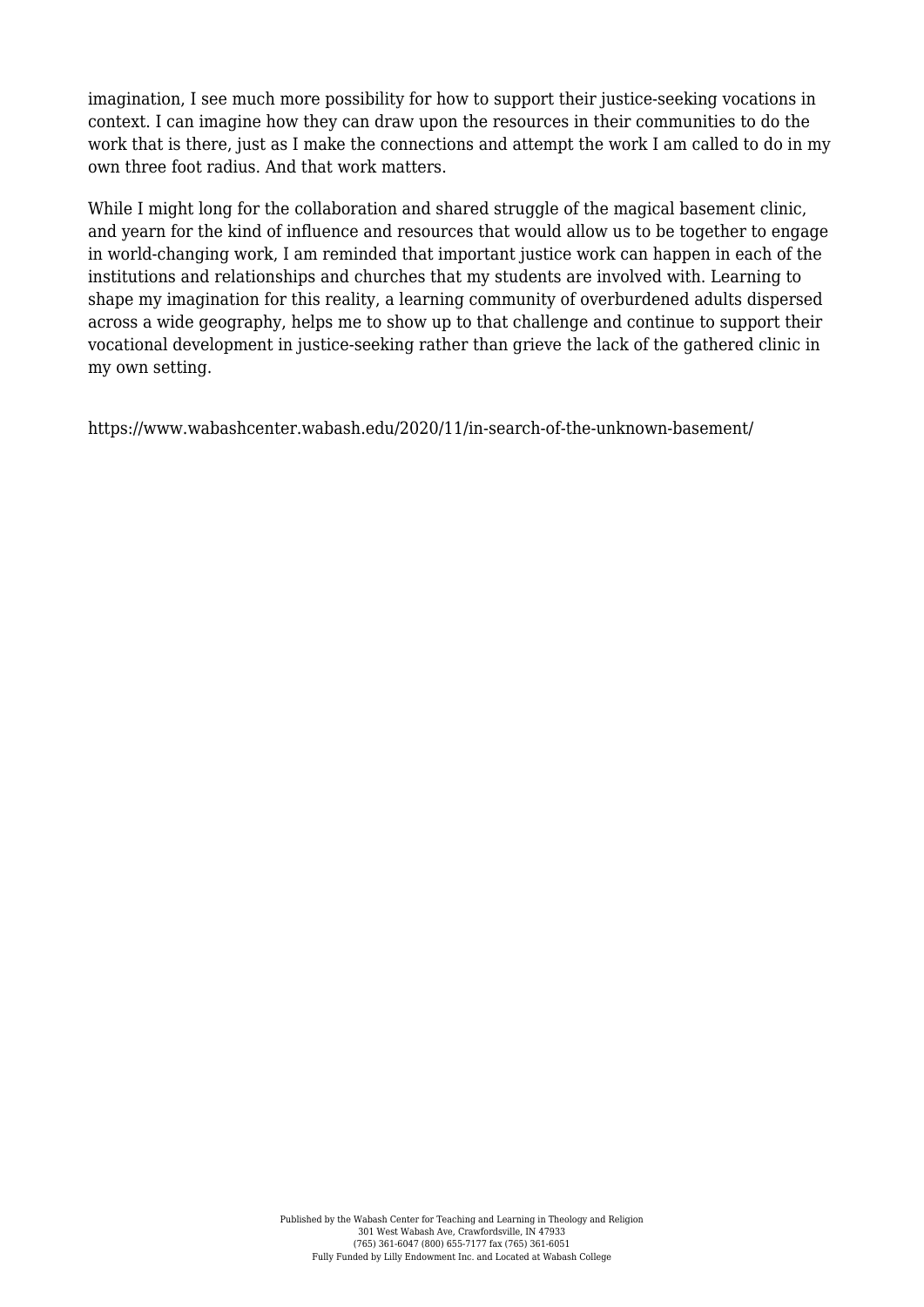imagination, I see much more possibility for how to support their justice-seeking vocations in context. I can imagine how they can draw upon the resources in their communities to do the work that is there, just as I make the connections and attempt the work I am called to do in my own three foot radius. And that work matters.

While I might long for the collaboration and shared struggle of the magical basement clinic, and yearn for the kind of influence and resources that would allow us to be together to engage in world-changing work, I am reminded that important justice work can happen in each of the institutions and relationships and churches that my students are involved with. Learning to shape my imagination for this reality, a learning community of overburdened adults dispersed across a wide geography, helps me to show up to that challenge and continue to support their vocational development in justice-seeking rather than grieve the lack of the gathered clinic in my own setting.

https://www.wabashcenter.wabash.edu/2020/11/in-search-of-the-unknown-basement/